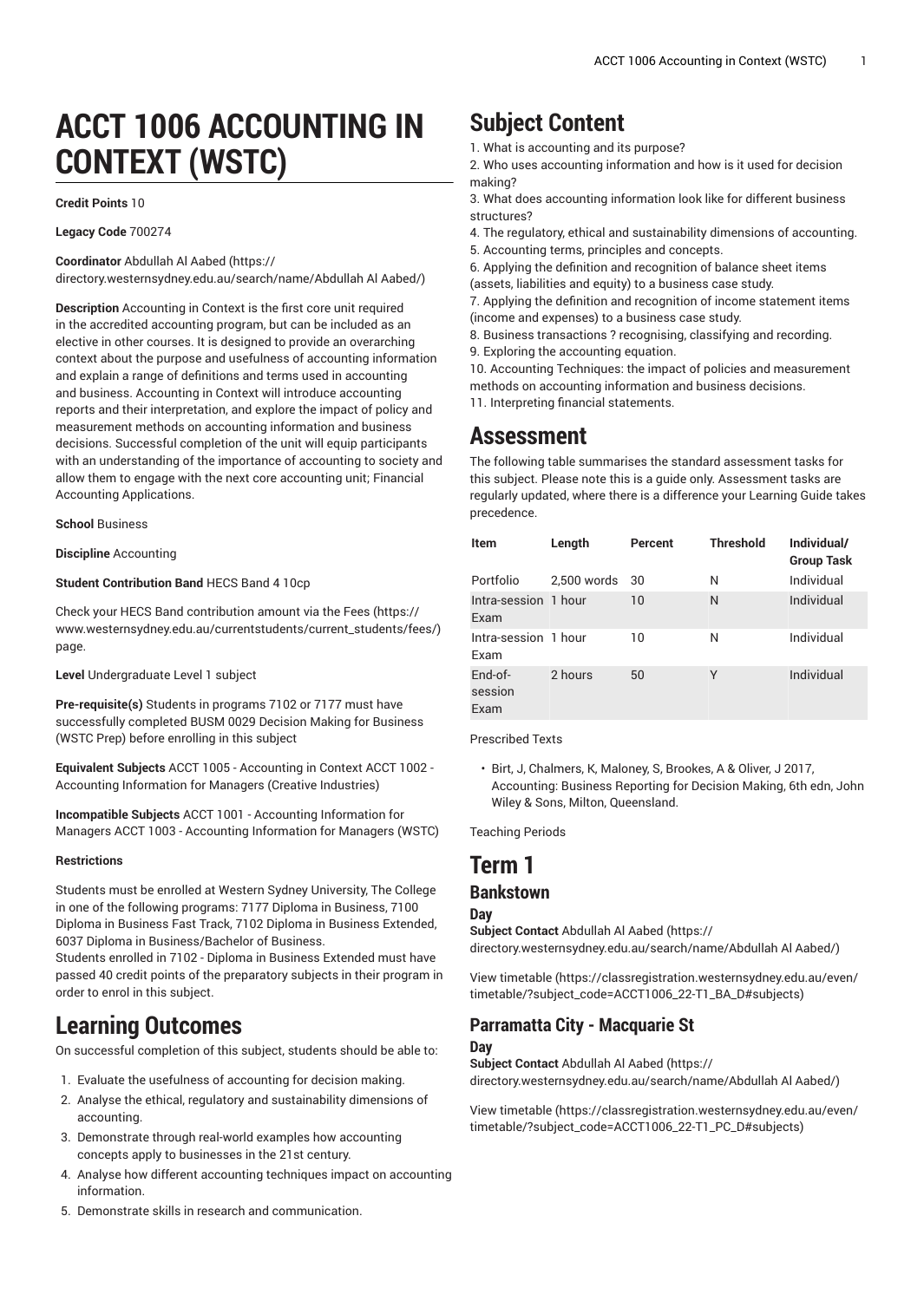# ACCT 1006 ACCOUNTING IN CONTEXT (WSTC)

**Credit Points** 10

**Legacy Code** 700274

**Coordinator** Abdullah Al Aabed (https://directory.westernsydney.edu.au/search/name/Abdullah Al Aabed/)

**Description** Accounting in Context is the first core unit required in the accredited accounting program, but can be included as an elective in other courses. It is designed to provide an overarching context about the purpose and usefulness of accounting information and explain a range of definitions and terms used in accounting and business. Accounting in Context will introduce accounting reports and their interpretation, and explore the impact of policy and measurement methods on accounting information and business decisions. Successful completion of the unit will equip participants with an understanding of the importance of accounting to society and allow them to engage with the next core accounting unit; Financial Accounting Applications.

**School** Business

**Discipline** Accounting

**Student Contribution Band** HECS Band 4 10cp

Check your HECS Band contribution amount via the Fees (https://www.westernsydney.edu.au/currentstudents/current_students/fees/) page.

**Level** Undergraduate Level 1 subject

**Pre-requisite(s)** Students in programs 7102 or 7177 must have successfully completed BUSM 0029 Decision Making for Business (WSTC Prep) before enrolling in this subject

**Equivalent Subjects** ACCT 1005 - Accounting in Context ACCT 1002 - Accounting Information for Managers (Creative Industries)

**Incompatible Subjects** ACCT 1001 - Accounting Information for Managers ACCT 1003 - Accounting Information for Managers (WSTC)

**Restrictions**

Students must be enrolled at Western Sydney University, The College in one of the following programs: 7177 Diploma in Business, 7100 Diploma in Business Fast Track, 7102 Diploma in Business Extended, 6037 Diploma in Business/Bachelor of Business.
Students enrolled in 7102 - Diploma in Business Extended must have passed 40 credit points of the preparatory subjects in their program in order to enrol in this subject.

## Learning Outcomes

On successful completion of this subject, students should be able to:

1. Evaluate the usefulness of accounting for decision making.
2. Analyse the ethical, regulatory and sustainability dimensions of accounting.
3. Demonstrate through real-world examples how accounting concepts apply to businesses in the 21st century.
4. Analyse how different accounting techniques impact on accounting information.
5. Demonstrate skills in research and communication.

## Subject Content

1. What is accounting and its purpose?
2. Who uses accounting information and how is it used for decision making?
3. What does accounting information look like for different business structures?
4. The regulatory, ethical and sustainability dimensions of accounting.
5. Accounting terms, principles and concepts.
6. Applying the definition and recognition of balance sheet items (assets, liabilities and equity) to a business case study.
7. Applying the definition and recognition of income statement items (income and expenses) to a business case study.
8. Business transactions ? recognising, classifying and recording.
9. Exploring the accounting equation.
10. Accounting Techniques: the impact of policies and measurement methods on accounting information and business decisions.
11. Interpreting financial statements.

## Assessment

The following table summarises the standard assessment tasks for this subject. Please note this is a guide only. Assessment tasks are regularly updated, where there is a difference your Learning Guide takes precedence.

| Item | Length | Percent | Threshold | Individual/ Group Task |
|---|---|---|---|---|
| Portfolio | 2,500 words | 30 | N | Individual |
| Intra-session Exam | 1 hour | 10 | N | Individual |
| Intra-session Exam | 1 hour | 10 | N | Individual |
| End-of-session Exam | 2 hours | 50 | Y | Individual |

Prescribed Texts

- Birt, J, Chalmers, K, Maloney, S, Brookes, A & Oliver, J 2017, Accounting: Business Reporting for Decision Making, 6th edn, John Wiley & Sons, Milton, Queensland.

Teaching Periods

# Term 1

## Bankstown

### Day

**Subject Contact** Abdullah Al Aabed (https://directory.westernsydney.edu.au/search/name/Abdullah Al Aabed/)

View timetable (https://classregistration.westernsydney.edu.au/even/timetable/?subject_code=ACCT1006_22-T1_BA_D#subjects)

## Parramatta City - Macquarie St

### Day

**Subject Contact** Abdullah Al Aabed (https://directory.westernsydney.edu.au/search/name/Abdullah Al Aabed/)

View timetable (https://classregistration.westernsydney.edu.au/even/timetable/?subject_code=ACCT1006_22-T1_PC_D#subjects)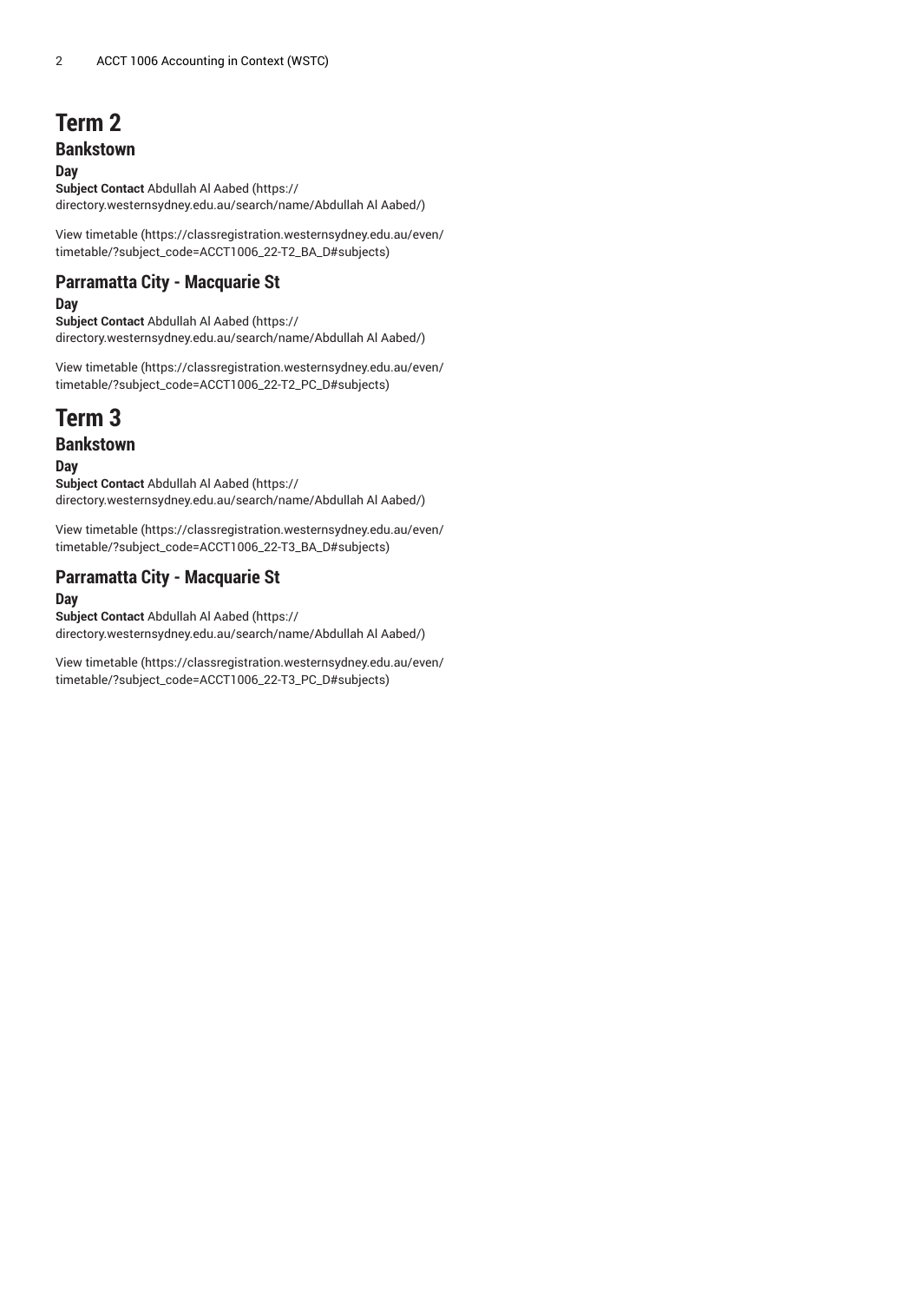# Term 2

## Bankstown

### Day

**Subject Contact** Abdullah Al Aabed (https://directory.westernsydney.edu.au/search/name/Abdullah Al Aabed/)

View timetable (https://classregistration.westernsydney.edu.au/even/timetable/?subject_code=ACCT1006_22-T2_BA_D#subjects)

## Parramatta City - Macquarie St

### Day

**Subject Contact** Abdullah Al Aabed (https://directory.westernsydney.edu.au/search/name/Abdullah Al Aabed/)

View timetable (https://classregistration.westernsydney.edu.au/even/timetable/?subject_code=ACCT1006_22-T2_PC_D#subjects)

# Term 3

## Bankstown

### Day

**Subject Contact** Abdullah Al Aabed (https://directory.westernsydney.edu.au/search/name/Abdullah Al Aabed/)

View timetable (https://classregistration.westernsydney.edu.au/even/timetable/?subject_code=ACCT1006_22-T3_BA_D#subjects)

## Parramatta City - Macquarie St

### Day

**Subject Contact** Abdullah Al Aabed (https://directory.westernsydney.edu.au/search/name/Abdullah Al Aabed/)

View timetable (https://classregistration.westernsydney.edu.au/even/timetable/?subject_code=ACCT1006_22-T3_PC_D#subjects)